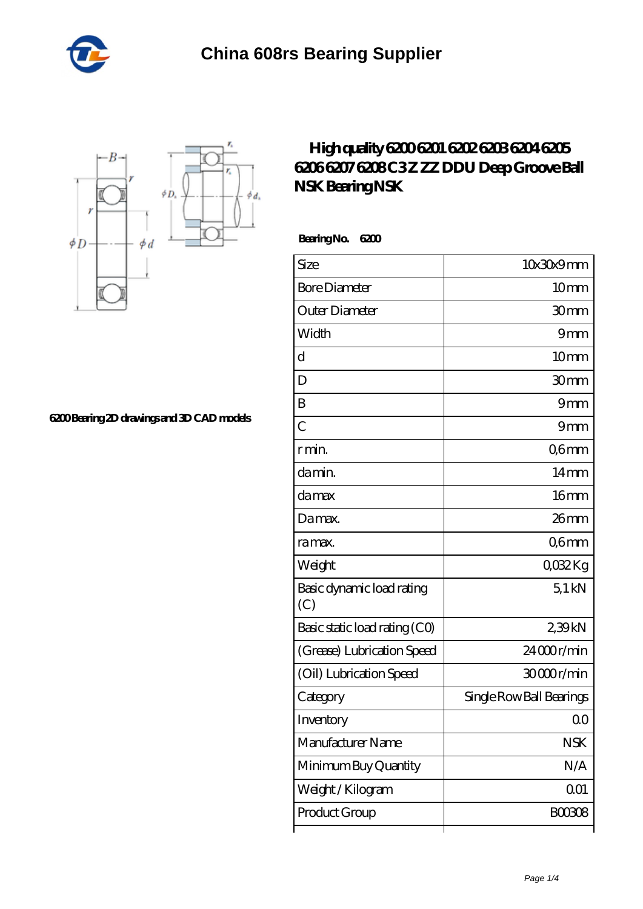# China 608rs Bearing Supplier

## High quality 6200 6201 6202 6203 6204 6205 6206 6207 6208 C3 Z ZZ DDU Deep Groove Ball NSK Bearing NSK

6200 Bearing 2D drawings and 3D CAD models

**Bearing No. 6200**

| Size | 10x30x9 mm |
|---|---|
| Bore Diameter | 10 mm |
| Outer Diameter | 30 mm |
| Width | 9 mm |
| d | 10 mm |
| D | 30 mm |
| B | 9 mm |
| C | 9 mm |
| r min. | 0,6 mm |
| da min. | 14 mm |
| da max | 16 mm |
| Da max. | 26 mm |
| ra max. | 0,6 mm |
| Weight | 0,032 Kg |
| Basic dynamic load rating (C) | 5,1 kN |
| Basic static load rating (C0) | 2,39 kN |
| (Grease) Lubrication Speed | 24 000 r/min |
| (Oil) Lubrication Speed | 30 000 r/min |
| Category | Single Row Ball Bearings |
| Inventory | 0.0 |
| Manufacturer Name | NSK |
| Minimum Buy Quantity | N/A |
| Weight / Kilogram | 0.01 |
| Product Group | B00308 |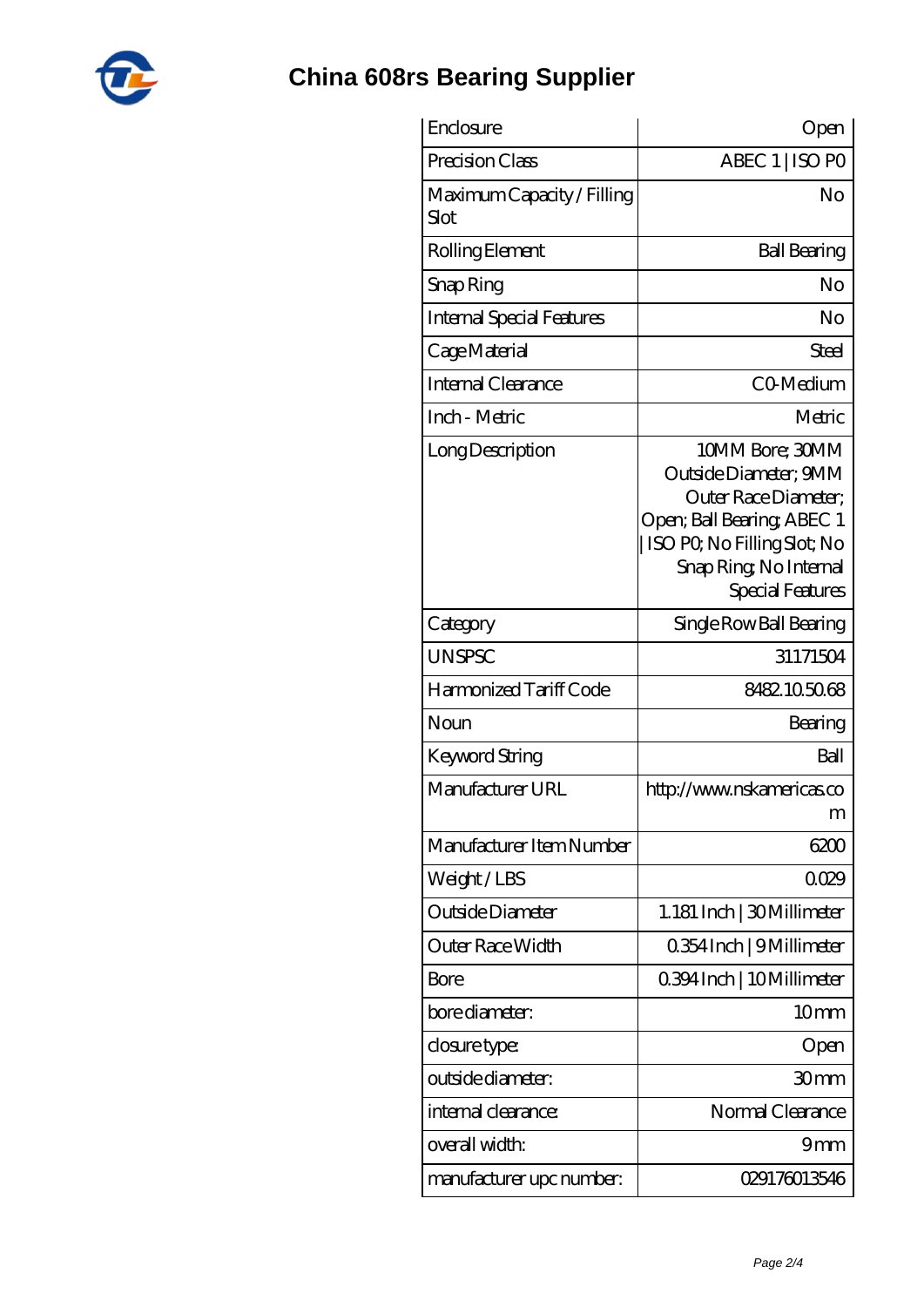# China 608rs Bearing Supplier

| | |
|---|---|
| Enclosure | Open |
| Precision Class | ABEC 1 \| ISO P0 |
| Maximum Capacity / Filling Slot | No |
| Rolling Element | Ball Bearing |
| Snap Ring | No |
| Internal Special Features | No |
| Cage Material | Steel |
| Internal Clearance | C0-Medium |
| Inch - Metric | Metric |
| Long Description | 10MM Bore; 30MM Outside Diameter; 9MM Outer Race Diameter; Open; Ball Bearing; ABEC 1 \| ISO P0; No Filling Slot; No Snap Ring; No Internal Special Features |
| Category | Single Row Ball Bearing |
| UNSPSC | 31171504 |
| Harmonized Tariff Code | 8482.10.50.68 |
| Noun | Bearing |
| Keyword String | Ball |
| Manufacturer URL | http://www.nskamericas.com |
| Manufacturer Item Number | 6200 |
| Weight / LBS | 0.029 |
| Outside Diameter | 1.181 Inch \| 30 Millimeter |
| Outer Race Width | 0.354 Inch \| 9 Millimeter |
| Bore | 0.394 Inch \| 10 Millimeter |
| bore diameter: | 10 mm |
| closure type: | Open |
| outside diameter: | 30 mm |
| internal clearance: | Normal Clearance |
| overall width: | 9 mm |
| manufacturer upc number: | 029176013546 |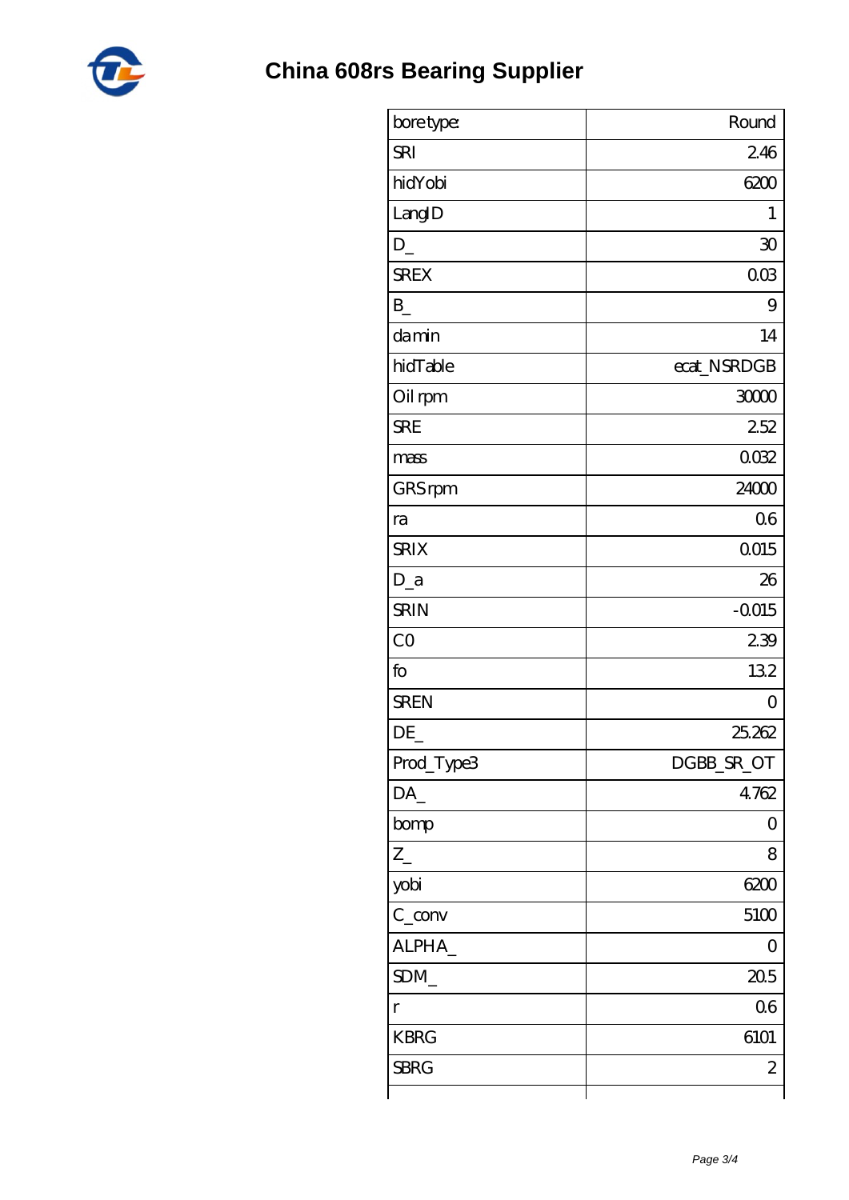# China 608rs Bearing Supplier

| bore type: | Round |
|---|---|
| SRI | 2.46 |
| hidYobi | 6200 |
| LangID | 1 |
| D_ | 30 |
| SREX | 0.03 |
| B_ | 9 |
| da min | 14 |
| hidTable | ecat_NSRDGB |
| Oil rpm | 30000 |
| SRE | 2.52 |
| mass | 0.032 |
| GRS rpm | 24000 |
| ra | 0.6 |
| SRIX | 0.015 |
| D_a | 26 |
| SRIN | -0.015 |
| C0 | 2.39 |
| fo | 13.2 |
| SREN | 0 |
| DE_ | 25.262 |
| Prod_Type3 | DGBB_SR_OT |
| DA_ | 4.762 |
| bomp | 0 |
| Z_ | 8 |
| yobi | 6200 |
| C_conv | 5100 |
| ALPHA_ | 0 |
| SDM_ | 20.5 |
| r | 0.6 |
| KBRG | 6101 |
| SBRG | 2 |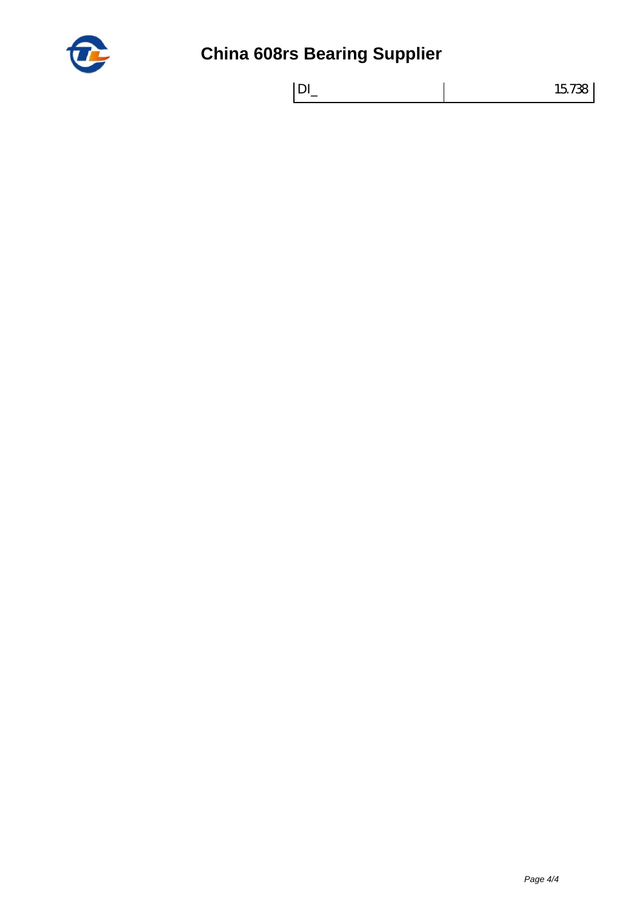| | |
|---|---|
| DI_ | 15.738 |